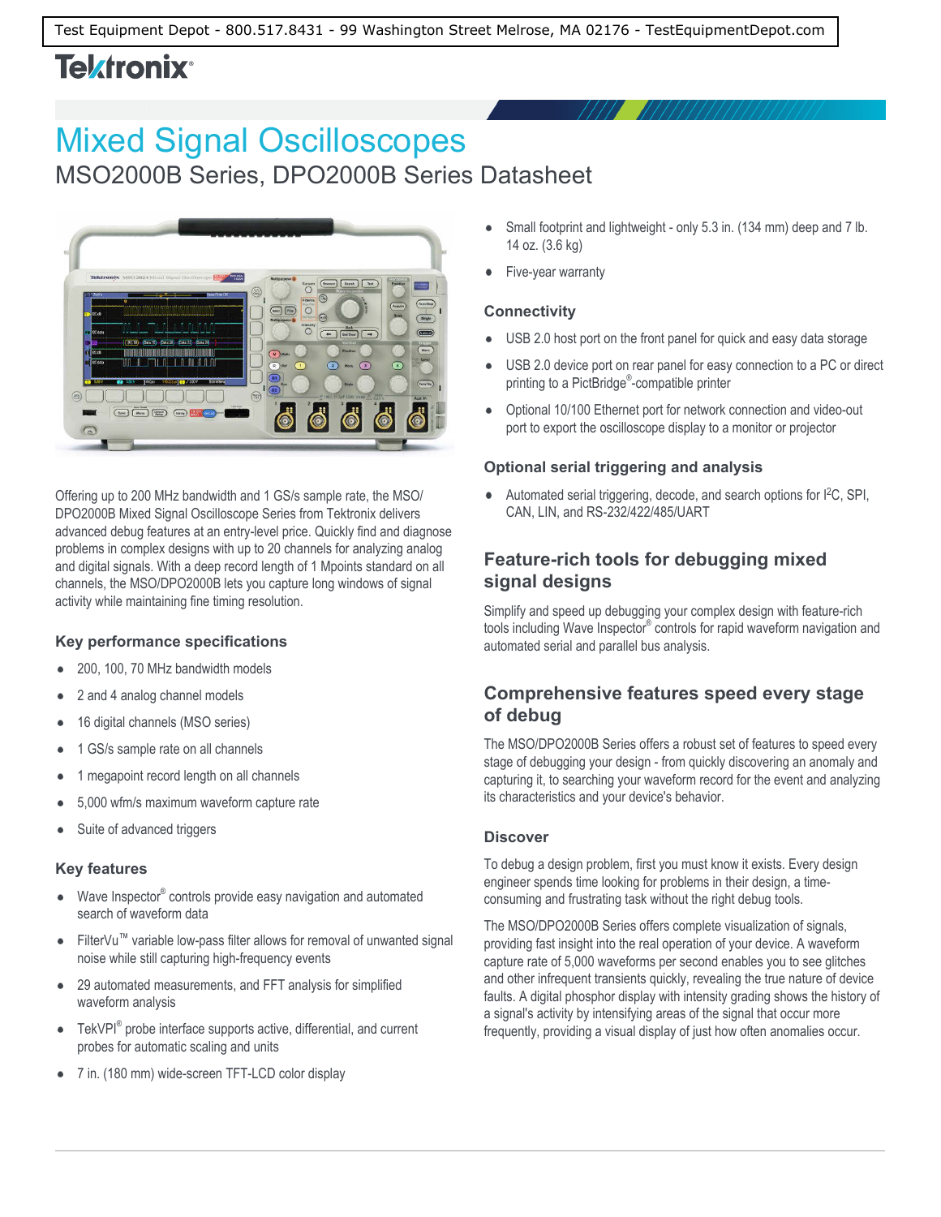Test Equipment Depot - 800.517.8431 - 99 Washington Street Melrose, MA 02176 - TestEquipmentDepot.com

Tektronix®

# Mixed Signal Oscilloscopes

## MSO2000B Series, DPO2000B Series Datasheet

Offering up to 200 MHz bandwidth and 1 GS/s sample rate, the MSO/DPO2000B Mixed Signal Oscilloscope Series from Tektronix delivers advanced debug features at an entry-level price. Quickly find and diagnose problems in complex designs with up to 20 channels for analyzing analog and digital signals. With a deep record length of 1 Mpoints standard on all channels, the MSO/DPO2000B lets you capture long windows of signal activity while maintaining fine timing resolution.

### Key performance specifications

- 200, 100, 70 MHz bandwidth models
- 2 and 4 analog channel models
- 16 digital channels (MSO series)
- 1 GS/s sample rate on all channels
- 1 megapoint record length on all channels
- 5,000 wfm/s maximum waveform capture rate
- Suite of advanced triggers

### Key features

- Wave Inspector® controls provide easy navigation and automated search of waveform data
- FilterVu™ variable low-pass filter allows for removal of unwanted signal noise while still capturing high-frequency events
- 29 automated measurements, and FFT analysis for simplified waveform analysis
- TekVPI® probe interface supports active, differential, and current probes for automatic scaling and units
- 7 in. (180 mm) wide-screen TFT-LCD color display
- Small footprint and lightweight - only 5.3 in. (134 mm) deep and 7 lb. 14 oz. (3.6 kg)
- Five-year warranty

### Connectivity

- USB 2.0 host port on the front panel for quick and easy data storage
- USB 2.0 device port on rear panel for easy connection to a PC or direct printing to a PictBridge®-compatible printer
- Optional 10/100 Ethernet port for network connection and video-out port to export the oscilloscope display to a monitor or projector

### Optional serial triggering and analysis

- Automated serial triggering, decode, and search options for I²C, SPI, CAN, LIN, and RS-232/422/485/UART

## Feature-rich tools for debugging mixed signal designs

Simplify and speed up debugging your complex design with feature-rich tools including Wave Inspector® controls for rapid waveform navigation and automated serial and parallel bus analysis.

## Comprehensive features speed every stage of debug

The MSO/DPO2000B Series offers a robust set of features to speed every stage of debugging your design - from quickly discovering an anomaly and capturing it, to searching your waveform record for the event and analyzing its characteristics and your device's behavior.

### Discover

To debug a design problem, first you must know it exists. Every design engineer spends time looking for problems in their design, a time-consuming and frustrating task without the right debug tools.

The MSO/DPO2000B Series offers complete visualization of signals, providing fast insight into the real operation of your device. A waveform capture rate of 5,000 waveforms per second enables you to see glitches and other infrequent transients quickly, revealing the true nature of device faults. A digital phosphor display with intensity grading shows the history of a signal's activity by intensifying areas of the signal that occur more frequently, providing a visual display of just how often anomalies occur.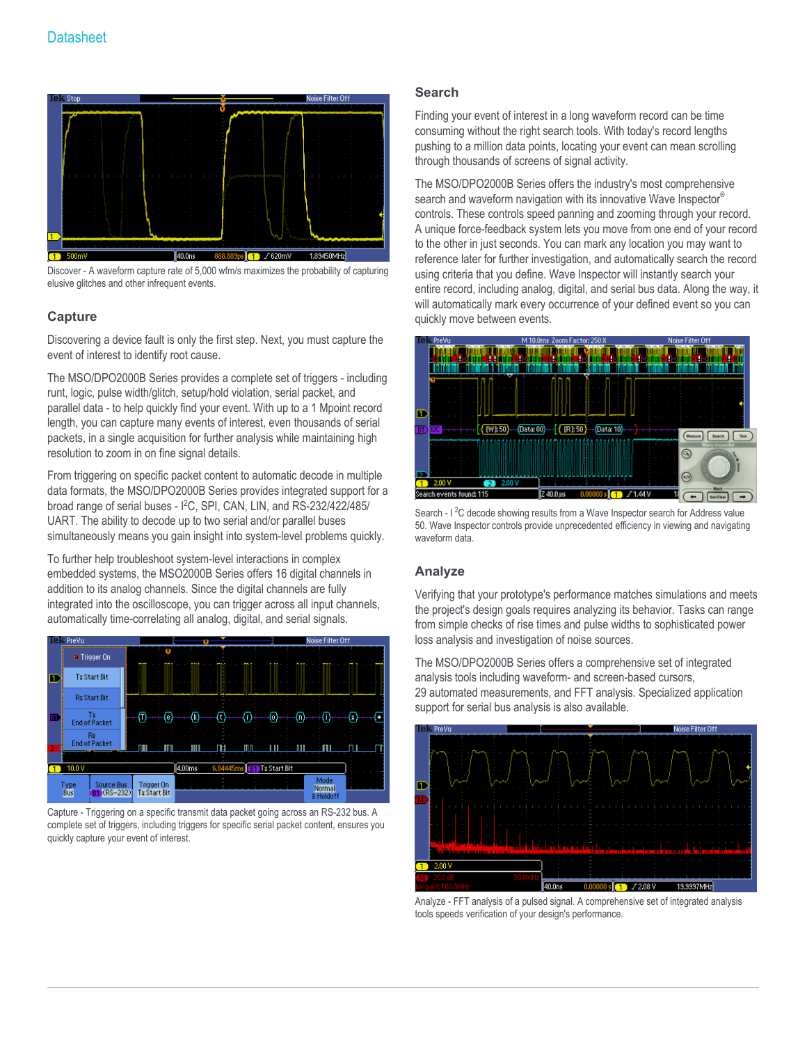Discover - A waveform capture rate of 5,000 wfm/s maximizes the probability of capturing elusive glitches and other infrequent events.

## Capture

Discovering a device fault is only the first step. Next, you must capture the event of interest to identify root cause.

The MSO/DPO2000B Series provides a complete set of triggers - including runt, logic, pulse width/glitch, setup/hold violation, serial packet, and parallel data - to help quickly find your event. With up to a 1 Mpoint record length, you can capture many events of interest, even thousands of serial packets, in a single acquisition for further analysis while maintaining high resolution to zoom in on fine signal details.

From triggering on specific packet content to automatic decode in multiple data formats, the MSO/DPO2000B Series provides integrated support for a broad range of serial buses - I²C, SPI, CAN, LIN, and RS-232/422/485/UART. The ability to decode up to two serial and/or parallel buses simultaneously means you gain insight into system-level problems quickly.

To further help troubleshoot system-level interactions in complex embedded systems, the MSO2000B Series offers 16 digital channels in addition to its analog channels. Since the digital channels are fully integrated into the oscilloscope, you can trigger across all input channels, automatically time-correlating all analog, digital, and serial signals.

Capture - Triggering on a specific transmit data packet going across an RS-232 bus. A complete set of triggers, including triggers for specific serial packet content, ensures you quickly capture your event of interest.

## Search

Finding your event of interest in a long waveform record can be time consuming without the right search tools. With today's record lengths pushing to a million data points, locating your event can mean scrolling through thousands of screens of signal activity.

The MSO/DPO2000B Series offers the industry's most comprehensive search and waveform navigation with its innovative Wave Inspector® controls. These controls speed panning and zooming through your record. A unique force-feedback system lets you move from one end of your record to the other in just seconds. You can mark any location you may want to reference later for further investigation, and automatically search the record using criteria that you define. Wave Inspector will instantly search your entire record, including analog, digital, and serial bus data. Along the way, it will automatically mark every occurrence of your defined event so you can quickly move between events.

Search - I²C decode showing results from a Wave Inspector search for Address value 50. Wave Inspector controls provide unprecedented efficiency in viewing and navigating waveform data.

## Analyze

Verifying that your prototype's performance matches simulations and meets the project's design goals requires analyzing its behavior. Tasks can range from simple checks of rise times and pulse widths to sophisticated power loss analysis and investigation of noise sources.

The MSO/DPO2000B Series offers a comprehensive set of integrated analysis tools including waveform- and screen-based cursors, 29 automated measurements, and FFT analysis. Specialized application support for serial bus analysis is also available.

Analyze - FFT analysis of a pulsed signal. A comprehensive set of integrated analysis tools speeds verification of your design's performance.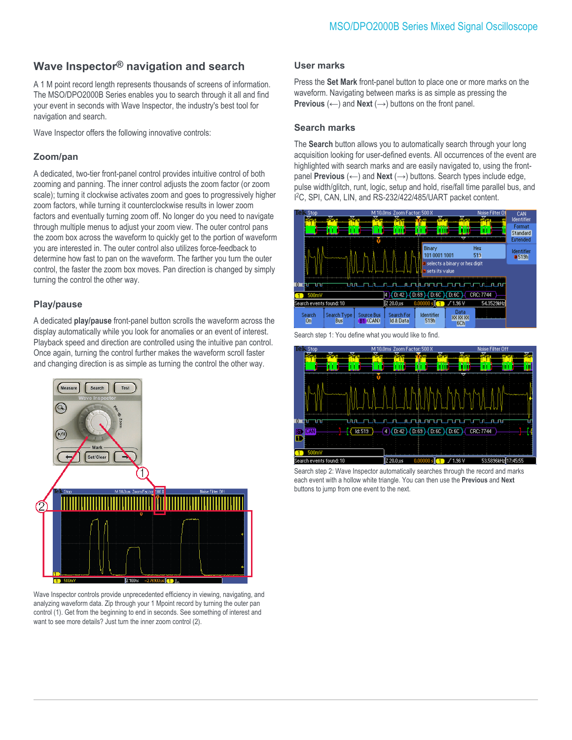## Wave Inspector® navigation and search

A 1 M point record length represents thousands of screens of information. The MSO/DPO2000B Series enables you to search through it all and find your event in seconds with Wave Inspector, the industry's best tool for navigation and search.

Wave Inspector offers the following innovative controls:

### Zoom/pan

A dedicated, two-tier front-panel control provides intuitive control of both zooming and panning. The inner control adjusts the zoom factor (or zoom scale); turning it clockwise activates zoom and goes to progressively higher zoom factors, while turning it counterclockwise results in lower zoom factors and eventually turning zoom off. No longer do you need to navigate through multiple menus to adjust your zoom view. The outer control pans the zoom box across the waveform to quickly get to the portion of waveform you are interested in. The outer control also utilizes force-feedback to determine how fast to pan on the waveform. The farther you turn the outer control, the faster the zoom box moves. Pan direction is changed by simply turning the control the other way.

### Play/pause

A dedicated **play/pause** front-panel button scrolls the waveform across the display automatically while you look for anomalies or an event of interest. Playback speed and direction are controlled using the intuitive pan control. Once again, turning the control further makes the waveform scroll faster and changing direction is as simple as turning the control the other way.

Wave Inspector controls provide unprecedented efficiency in viewing, navigating, and analyzing waveform data. Zip through your 1 Mpoint record by turning the outer pan control (1). Get from the beginning to end in seconds. See something of interest and want to see more details? Just turn the inner zoom control (2).

### User marks

Press the **Set Mark** front-panel button to place one or more marks on the waveform. Navigating between marks is as simple as pressing the **Previous** (←) and **Next** (→) buttons on the front panel.

### Search marks

The **Search** button allows you to automatically search through your long acquisition looking for user-defined events. All occurrences of the event are highlighted with search marks and are easily navigated to, using the front-panel **Previous** (←) and **Next** (→) buttons. Search types include edge, pulse width/glitch, runt, logic, setup and hold, rise/fall time parallel bus, and I²C, SPI, CAN, LIN, and RS-232/422/485/UART packet content.

Search step 1: You define what you would like to find.

Search step 2: Wave Inspector automatically searches through the record and marks each event with a hollow white triangle. You can then use the **Previous** and **Next** buttons to jump from one event to the next.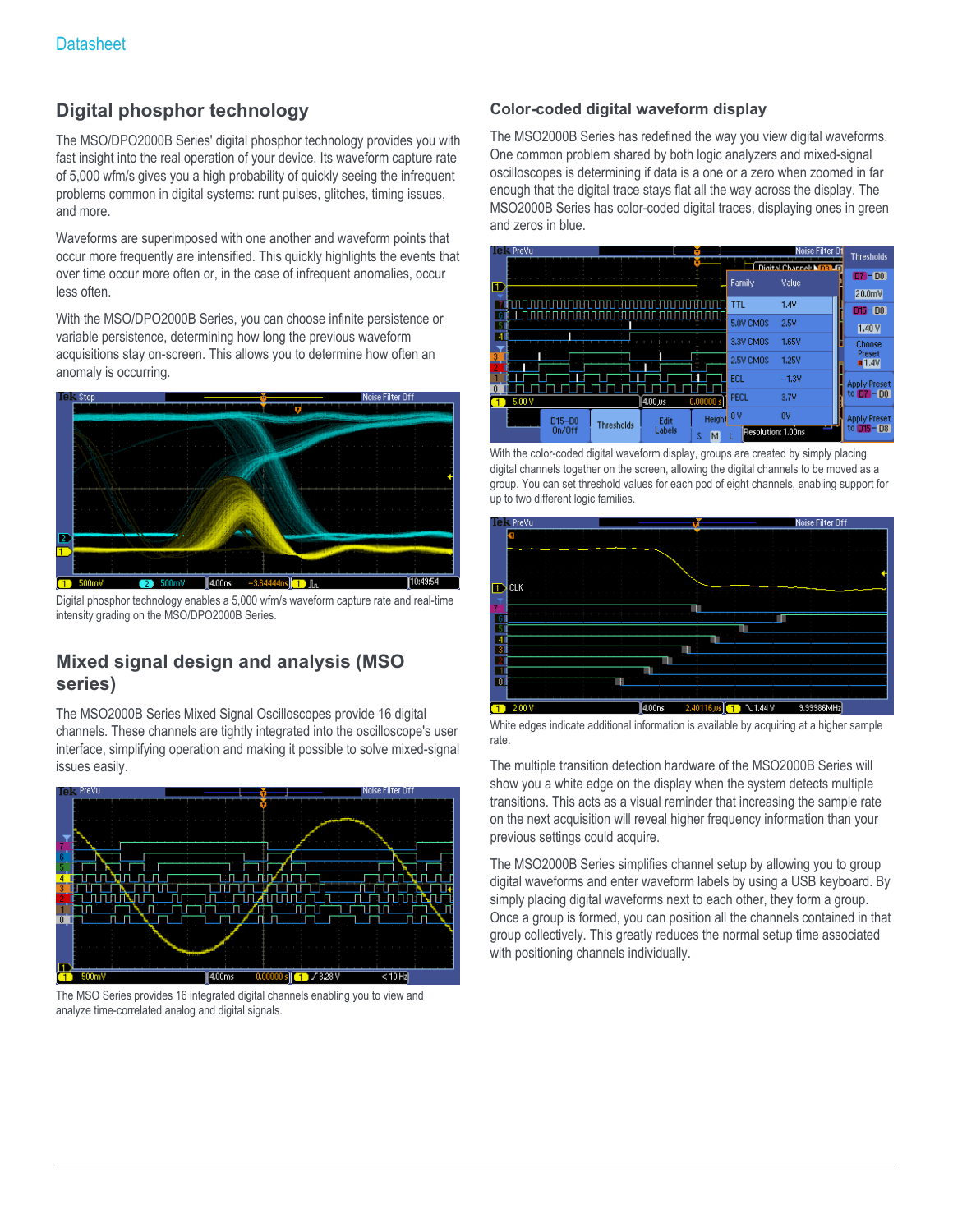## Digital phosphor technology

The MSO/DPO2000B Series' digital phosphor technology provides you with fast insight into the real operation of your device. Its waveform capture rate of 5,000 wfm/s gives you a high probability of quickly seeing the infrequent problems common in digital systems: runt pulses, glitches, timing issues, and more.

Waveforms are superimposed with one another and waveform points that occur more frequently are intensified. This quickly highlights the events that over time occur more often or, in the case of infrequent anomalies, occur less often.

With the MSO/DPO2000B Series, you can choose infinite persistence or variable persistence, determining how long the previous waveform acquisitions stay on-screen. This allows you to determine how often an anomaly is occurring.

Digital phosphor technology enables a 5,000 wfm/s waveform capture rate and real-time intensity grading on the MSO/DPO2000B Series.

## Mixed signal design and analysis (MSO series)

The MSO2000B Series Mixed Signal Oscilloscopes provide 16 digital channels. These channels are tightly integrated into the oscilloscope's user interface, simplifying operation and making it possible to solve mixed-signal issues easily.

The MSO Series provides 16 integrated digital channels enabling you to view and analyze time-correlated analog and digital signals.

### Color-coded digital waveform display

The MSO2000B Series has redefined the way you view digital waveforms. One common problem shared by both logic analyzers and mixed-signal oscilloscopes is determining if data is a one or a zero when zoomed in far enough that the digital trace stays flat all the way across the display. The MSO2000B Series has color-coded digital traces, displaying ones in green and zeros in blue.

With the color-coded digital waveform display, groups are created by simply placing digital channels together on the screen, allowing the digital channels to be moved as a group. You can set threshold values for each pod of eight channels, enabling support for up to two different logic families.

White edges indicate additional information is available by acquiring at a higher sample rate.

The multiple transition detection hardware of the MSO2000B Series will show you a white edge on the display when the system detects multiple transitions. This acts as a visual reminder that increasing the sample rate on the next acquisition will reveal higher frequency information than your previous settings could acquire.

The MSO2000B Series simplifies channel setup by allowing you to group digital waveforms and enter waveform labels by using a USB keyboard. By simply placing digital waveforms next to each other, they form a group. Once a group is formed, you can position all the channels contained in that group collectively. This greatly reduces the normal setup time associated with positioning channels individually.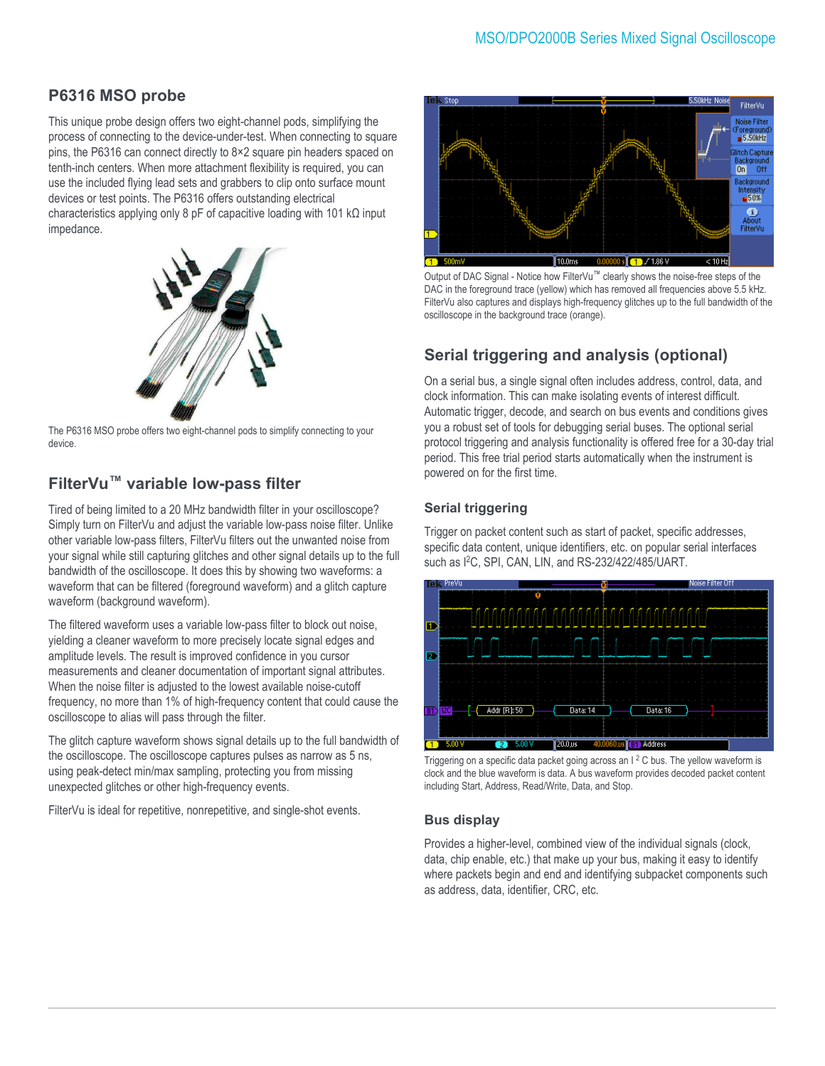## P6316 MSO probe

This unique probe design offers two eight-channel pods, simplifying the process of connecting to the device-under-test. When connecting to square pins, the P6316 can connect directly to 8×2 square pin headers spaced on tenth-inch centers. When more attachment flexibility is required, you can use the included flying lead sets and grabbers to clip onto surface mount devices or test points. The P6316 offers outstanding electrical characteristics applying only 8 pF of capacitive loading with 101 kΩ input impedance.

The P6316 MSO probe offers two eight-channel pods to simplify connecting to your device.

## FilterVu™ variable low-pass filter

Tired of being limited to a 20 MHz bandwidth filter in your oscilloscope? Simply turn on FilterVu and adjust the variable low-pass noise filter. Unlike other variable low-pass filters, FilterVu filters out the unwanted noise from your signal while still capturing glitches and other signal details up to the full bandwidth of the oscilloscope. It does this by showing two waveforms: a waveform that can be filtered (foreground waveform) and a glitch capture waveform (background waveform).

The filtered waveform uses a variable low-pass filter to block out noise, yielding a cleaner waveform to more precisely locate signal edges and amplitude levels. The result is improved confidence in you cursor measurements and cleaner documentation of important signal attributes. When the noise filter is adjusted to the lowest available noise-cutoff frequency, no more than 1% of high-frequency content that could cause the oscilloscope to alias will pass through the filter.

The glitch capture waveform shows signal details up to the full bandwidth of the oscilloscope. The oscilloscope captures pulses as narrow as 5 ns, using peak-detect min/max sampling, protecting you from missing unexpected glitches or other high-frequency events.

FilterVu is ideal for repetitive, nonrepetitive, and single-shot events.

Output of DAC Signal - Notice how FilterVu™ clearly shows the noise-free steps of the DAC in the foreground trace (yellow) which has removed all frequencies above 5.5 kHz. FilterVu also captures and displays high-frequency glitches up to the full bandwidth of the oscilloscope in the background trace (orange).

## Serial triggering and analysis (optional)

On a serial bus, a single signal often includes address, control, data, and clock information. This can make isolating events of interest difficult. Automatic trigger, decode, and search on bus events and conditions gives you a robust set of tools for debugging serial buses. The optional serial protocol triggering and analysis functionality is offered free for a 30-day trial period. This free trial period starts automatically when the instrument is powered on for the first time.

### Serial triggering

Trigger on packet content such as start of packet, specific addresses, specific data content, unique identifiers, etc. on popular serial interfaces such as I²C, SPI, CAN, LIN, and RS-232/422/485/UART.

Triggering on a specific data packet going across an I²C bus. The yellow waveform is clock and the blue waveform is data. A bus waveform provides decoded packet content including Start, Address, Read/Write, Data, and Stop.

### Bus display

Provides a higher-level, combined view of the individual signals (clock, data, chip enable, etc.) that make up your bus, making it easy to identify where packets begin and end and identifying subpacket components such as address, data, identifier, CRC, etc.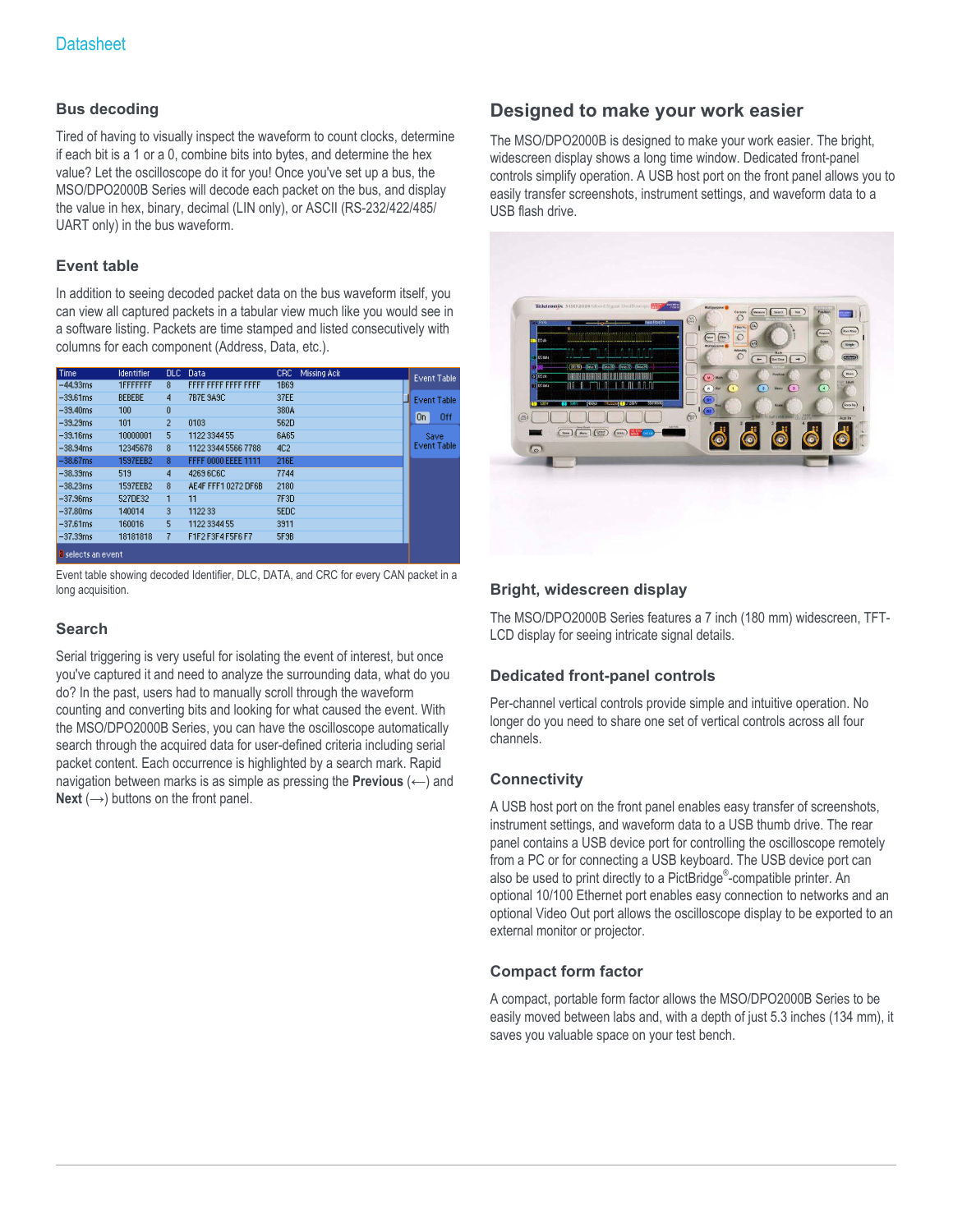## Bus decoding

Tired of having to visually inspect the waveform to count clocks, determine if each bit is a 1 or a 0, combine bits into bytes, and determine the hex value? Let the oscilloscope do it for you! Once you've set up a bus, the MSO/DPO2000B Series will decode each packet on the bus, and display the value in hex, binary, decimal (LIN only), or ASCII (RS-232/422/485/UART only) in the bus waveform.

## Event table

In addition to seeing decoded packet data on the bus waveform itself, you can view all captured packets in a tabular view much like you would see in a software listing. Packets are time stamped and listed consecutively with columns for each component (Address, Data, etc.).

| Time | Identifier | DLC | Data | CRC | Missing Ack |
|---|---|---|---|---|---|
| -44.93ms | 1FFFFFFF | 8 | FFFF FFFF FFFF FFFF | 1B69 | |
| -39.61ms | BEBEBE | 4 | 7B7E 9A9C | 37EE | |
| -39.40ms | 100 | 0 | | 380A | |
| -39.29ms | 101 | 2 | 0103 | 562D | |
| -39.16ms | 10000001 | 5 | 1122 3344 55 | 6A65 | |
| -38.94ms | 12345678 | 8 | 1122 3344 5566 7788 | 4C2 | |
| -38.67ms | 1597EEB2 | 8 | FFFF 0000 EEEE 1111 | 216E | |
| -38.39ms | 519 | 4 | 4269 6C6C | 7744 | |
| -38.23ms | 1597EEB2 | 8 | AE4F FFF1 0272 DF6B | 2180 | |
| -37.96ms | 527DE32 | 1 | 11 | 7F3D | |
| -37.80ms | 140014 | 3 | 1122 33 | 5EDC | |
| -37.61ms | 160016 | 5 | 1122 3344 55 | 3911 | |
| -37.39ms | 18181818 | 7 | F1F2 F3F4 F5F6 F7 | 5F3B | |

Event table showing decoded Identifier, DLC, DATA, and CRC for every CAN packet in a long acquisition.

## Search

Serial triggering is very useful for isolating the event of interest, but once you've captured it and need to analyze the surrounding data, what do you do? In the past, users had to manually scroll through the waveform counting and converting bits and looking for what caused the event. With the MSO/DPO2000B Series, you can have the oscilloscope automatically search through the acquired data for user-defined criteria including serial packet content. Each occurrence is highlighted by a search mark. Rapid navigation between marks is as simple as pressing the **Previous** (⟵) and **Next** (⟶) buttons on the front panel.

# Designed to make your work easier

The MSO/DPO2000B is designed to make your work easier. The bright, widescreen display shows a long time window. Dedicated front-panel controls simplify operation. A USB host port on the front panel allows you to easily transfer screenshots, instrument settings, and waveform data to a USB flash drive.

## Bright, widescreen display

The MSO/DPO2000B Series features a 7 inch (180 mm) widescreen, TFT-LCD display for seeing intricate signal details.

## Dedicated front-panel controls

Per-channel vertical controls provide simple and intuitive operation. No longer do you need to share one set of vertical controls across all four channels.

## Connectivity

A USB host port on the front panel enables easy transfer of screenshots, instrument settings, and waveform data to a USB thumb drive. The rear panel contains a USB device port for controlling the oscilloscope remotely from a PC or for connecting a USB keyboard. The USB device port can also be used to print directly to a PictBridge®-compatible printer. An optional 10/100 Ethernet port enables easy connection to networks and an optional Video Out port allows the oscilloscope display to be exported to an external monitor or projector.

## Compact form factor

A compact, portable form factor allows the MSO/DPO2000B Series to be easily moved between labs and, with a depth of just 5.3 inches (134 mm), it saves you valuable space on your test bench.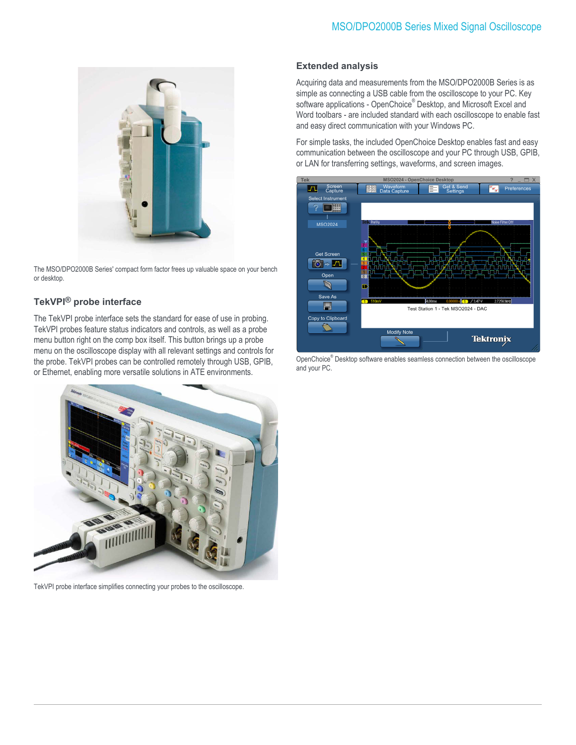The MSO/DPO2000B Series' compact form factor frees up valuable space on your bench or desktop.

## TekVPI® probe interface

The TekVPI probe interface sets the standard for ease of use in probing. TekVPI probes feature status indicators and controls, as well as a probe menu button right on the comp box itself. This button brings up a probe menu on the oscilloscope display with all relevant settings and controls for the probe. TekVPI probes can be controlled remotely through USB, GPIB, or Ethernet, enabling more versatile solutions in ATE environments.

TekVPI probe interface simplifies connecting your probes to the oscilloscope.

## Extended analysis

Acquiring data and measurements from the MSO/DPO2000B Series is as simple as connecting a USB cable from the oscilloscope to your PC. Key software applications - OpenChoice® Desktop, and Microsoft Excel and Word toolbars - are included standard with each oscilloscope to enable fast and easy direct communication with your Windows PC.

For simple tasks, the included OpenChoice Desktop enables fast and easy communication between the oscilloscope and your PC through USB, GPIB, or LAN for transferring settings, waveforms, and screen images.

OpenChoice® Desktop software enables seamless connection between the oscilloscope and your PC.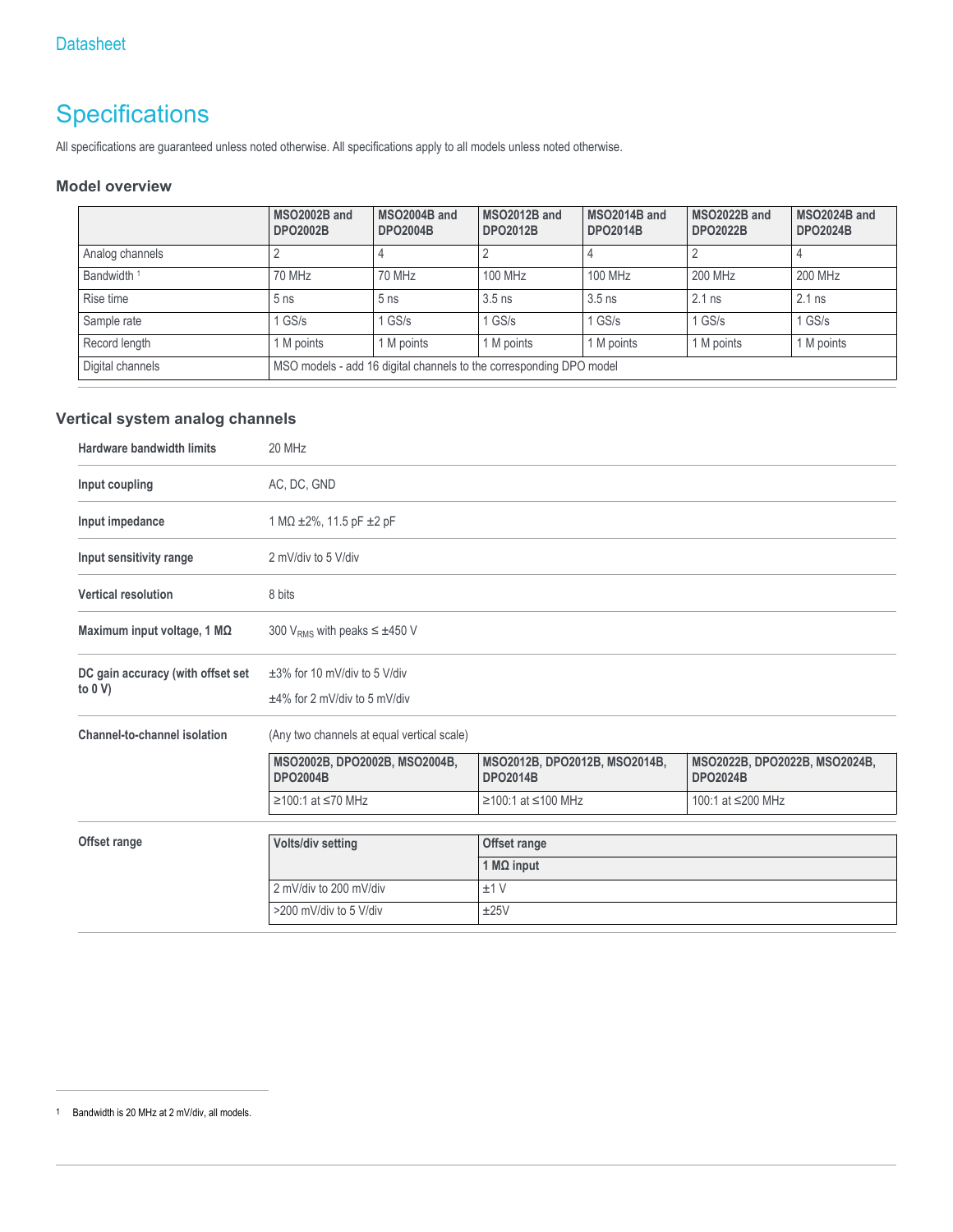# Specifications

All specifications are guaranteed unless noted otherwise. All specifications apply to all models unless noted otherwise.

### Model overview

| | MSO2002B and DPO2002B | MSO2004B and DPO2004B | MSO2012B and DPO2012B | MSO2014B and DPO2014B | MSO2022B and DPO2022B | MSO2024B and DPO2024B |
|---|---|---|---|---|---|---|
| Analog channels | 2 | 4 | 2 | 4 | 2 | 4 |
| Bandwidth [1] | 70 MHz | 70 MHz | 100 MHz | 100 MHz | 200 MHz | 200 MHz |
| Rise time | 5 ns | 5 ns | 3.5 ns | 3.5 ns | 2.1 ns | 2.1 ns |
| Sample rate | 1 GS/s | 1 GS/s | 1 GS/s | 1 GS/s | 1 GS/s | 1 GS/s |
| Record length | 1 M points | 1 M points | 1 M points | 1 M points | 1 M points | 1 M points |
| Digital channels | MSO models - add 16 digital channels to the corresponding DPO model | | | | | |

### Vertical system analog channels

**Hardware bandwidth limits**
20 MHz

**Input coupling**
AC, DC, GND

**Input impedance**
1 MΩ ±2%, 11.5 pF ±2 pF

**Input sensitivity range**
2 mV/div to 5 V/div

**Vertical resolution**
8 bits

**Maximum input voltage, 1 MΩ**
300 $V_{RMS}$ with peaks ≤ ±450 V

**DC gain accuracy (with offset set to 0 V)**
±3% for 10 mV/div to 5 V/div

±4% for 2 mV/div to 5 mV/div

**Channel-to-channel isolation**
(Any two channels at equal vertical scale)

| MSO2002B, DPO2002B, MSO2004B, DPO2004B | MSO2012B, DPO2012B, MSO2014B, DPO2014B | MSO2022B, DPO2022B, MSO2024B, DPO2024B |
|---|---|---|
| ≥100:1 at ≤70 MHz | ≥100:1 at ≤100 MHz | 100:1 at ≤200 MHz |

**Offset range**

| Volts/div setting | Offset range |
|---|---|
| | 1 MΩ input |
| 2 mV/div to 200 mV/div | ±1 V |
| >200 mV/div to 5 V/div | ±25V |

[1] Bandwidth is 20 MHz at 2 mV/div, all models.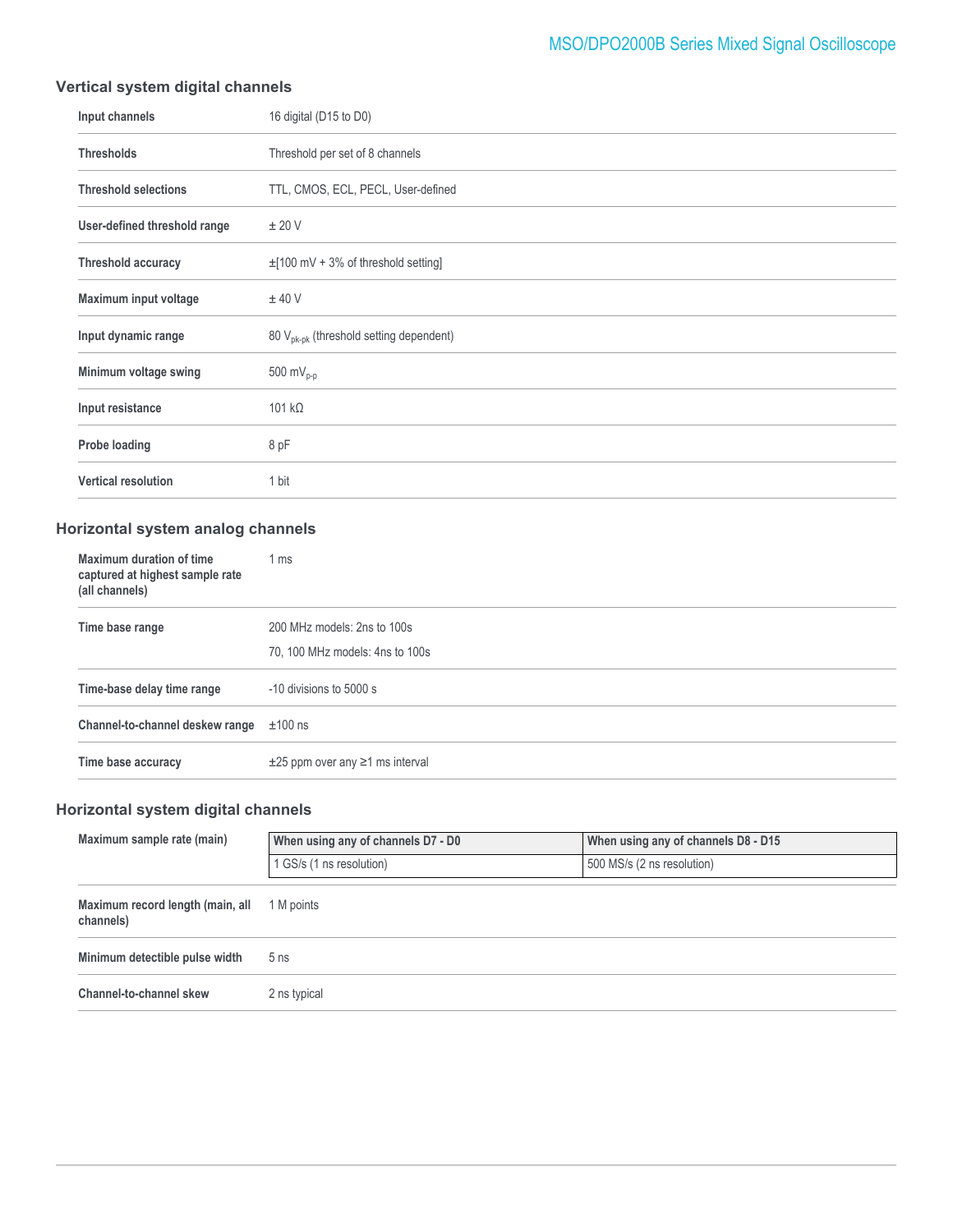### Vertical system digital channels

| | |
|---|---|
| **Input channels** | 16 digital (D15 to D0) |
| **Thresholds** | Threshold per set of 8 channels |
| **Threshold selections** | TTL, CMOS, ECL, PECL, User-defined |
| **User-defined threshold range** | ± 20 V |
| **Threshold accuracy** | ±[100 mV + 3% of threshold setting] |
| **Maximum input voltage** | ± 40 V |
| **Input dynamic range** | 80 $V_{pk-pk}$ (threshold setting dependent) |
| **Minimum voltage swing** | 500 $mV_{p-p}$ |
| **Input resistance** | 101 kΩ |
| **Probe loading** | 8 pF |
| **Vertical resolution** | 1 bit |

### Horizontal system analog channels

| | |
|---|---|
| **Maximum duration of time captured at highest sample rate (all channels)** | 1 ms |
| **Time base range** | 200 MHz models: 2ns to 100s<br>70, 100 MHz models: 4ns to 100s |
| **Time-base delay time range** | -10 divisions to 5000 s |
| **Channel-to-channel deskew range** | ±100 ns |
| **Time base accuracy** | ±25 ppm over any ≥1 ms interval |

### Horizontal system digital channels

| | When using any of channels D7 - D0 | When using any of channels D8 - D15 |
|---|---|---|
| **Maximum sample rate (main)** | 1 GS/s (1 ns resolution) | 500 MS/s (2 ns resolution) |

| | |
|---|---|
| **Maximum record length (main, all channels)** | 1 M points |
| **Minimum detectible pulse width** | 5 ns |
| **Channel-to-channel skew** | 2 ns typical |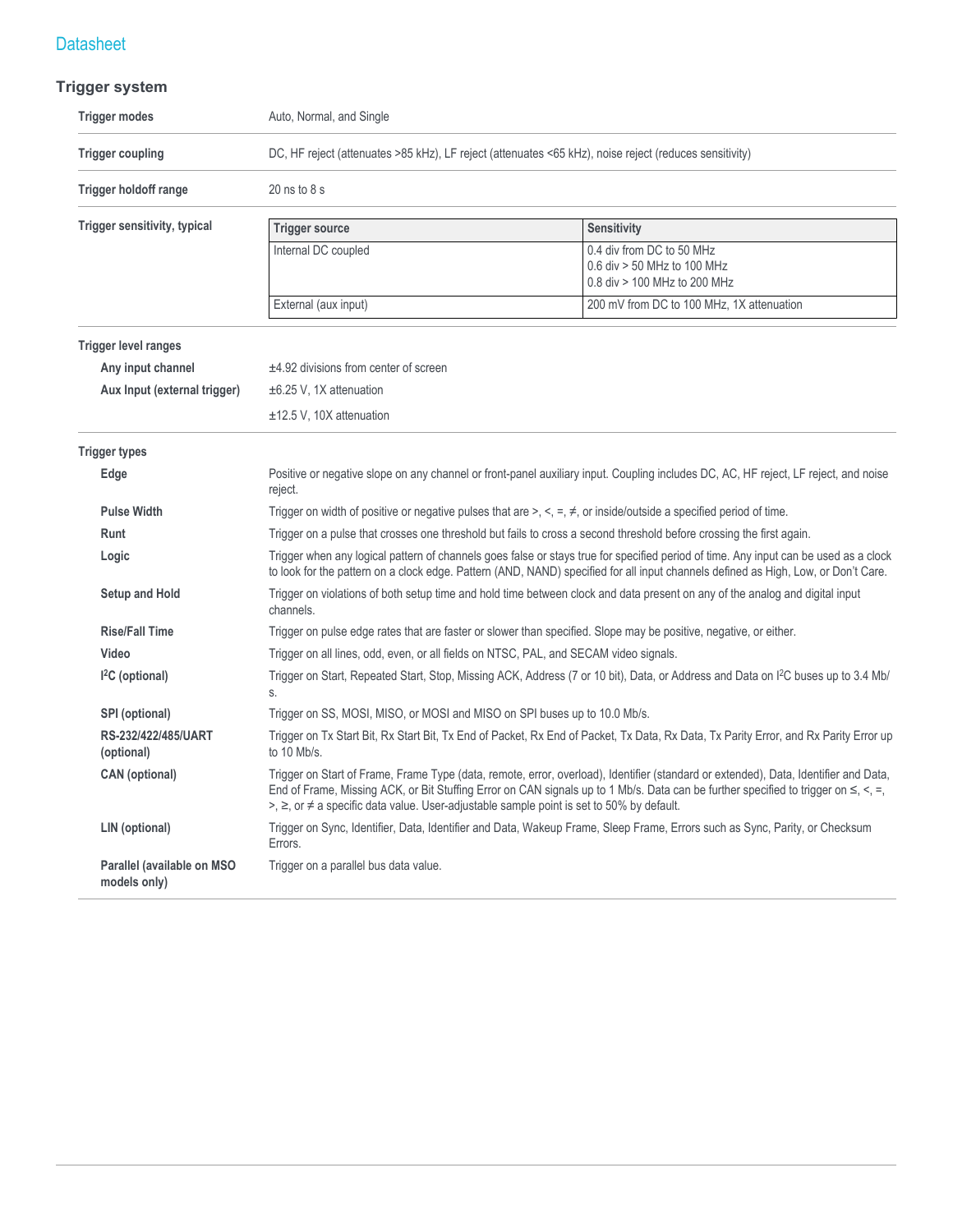## Trigger system

| | |
|---|---|
| **Trigger modes** | Auto, Normal, and Single |
| **Trigger coupling** | DC, HF reject (attenuates >85 kHz), LF reject (attenuates <65 kHz), noise reject (reduces sensitivity) |
| **Trigger holdoff range** | 20 ns to 8 s |

**Trigger sensitivity, typical**

| Trigger source | Sensitivity |
|---|---|
| Internal DC coupled | 0.4 div from DC to 50 MHz<br>0.6 div > 50 MHz to 100 MHz<br>0.8 div > 100 MHz to 200 MHz |
| External (aux input) | 200 mV from DC to 100 MHz, 1X attenuation |

**Trigger level ranges**

| | |
|---|---|
| **Any input channel** | ±4.92 divisions from center of screen |
| **Aux Input (external trigger)** | ±6.25 V, 1X attenuation<br>±12.5 V, 10X attenuation |

**Trigger types**

| | |
|---|---|
| **Edge** | Positive or negative slope on any channel or front-panel auxiliary input. Coupling includes DC, AC, HF reject, LF reject, and noise reject. |
| **Pulse Width** | Trigger on width of positive or negative pulses that are >, <, =, ≠, or inside/outside a specified period of time. |
| **Runt** | Trigger on a pulse that crosses one threshold but fails to cross a second threshold before crossing the first again. |
| **Logic** | Trigger when any logical pattern of channels goes false or stays true for specified period of time. Any input can be used as a clock to look for the pattern on a clock edge. Pattern (AND, NAND) specified for all input channels defined as High, Low, or Don't Care. |
| **Setup and Hold** | Trigger on violations of both setup time and hold time between clock and data present on any of the analog and digital input channels. |
| **Rise/Fall Time** | Trigger on pulse edge rates that are faster or slower than specified. Slope may be positive, negative, or either. |
| **Video** | Trigger on all lines, odd, even, or all fields on NTSC, PAL, and SECAM video signals. |
| **I$^2$C (optional)** | Trigger on Start, Repeated Start, Stop, Missing ACK, Address (7 or 10 bit), Data, or Address and Data on I$^2$C buses up to 3.4 Mb/s. |
| **SPI (optional)** | Trigger on SS, MOSI, MISO, or MOSI and MISO on SPI buses up to 10.0 Mb/s. |
| **RS-232/422/485/UART (optional)** | Trigger on Tx Start Bit, Rx Start Bit, Tx End of Packet, Rx End of Packet, Tx Data, Rx Data, Tx Parity Error, and Rx Parity Error up to 10 Mb/s. |
| **CAN (optional)** | Trigger on Start of Frame, Frame Type (data, remote, error, overload), Identifier (standard or extended), Data, Identifier and Data, End of Frame, Missing ACK, or Bit Stuffing Error on CAN signals up to 1 Mb/s. Data can be further specified to trigger on ≤, <, =, >, ≥, or ≠ a specific data value. User-adjustable sample point is set to 50% by default. |
| **LIN (optional)** | Trigger on Sync, Identifier, Data, Identifier and Data, Wakeup Frame, Sleep Frame, Errors such as Sync, Parity, or Checksum Errors. |
| **Parallel (available on MSO models only)** | Trigger on a parallel bus data value. |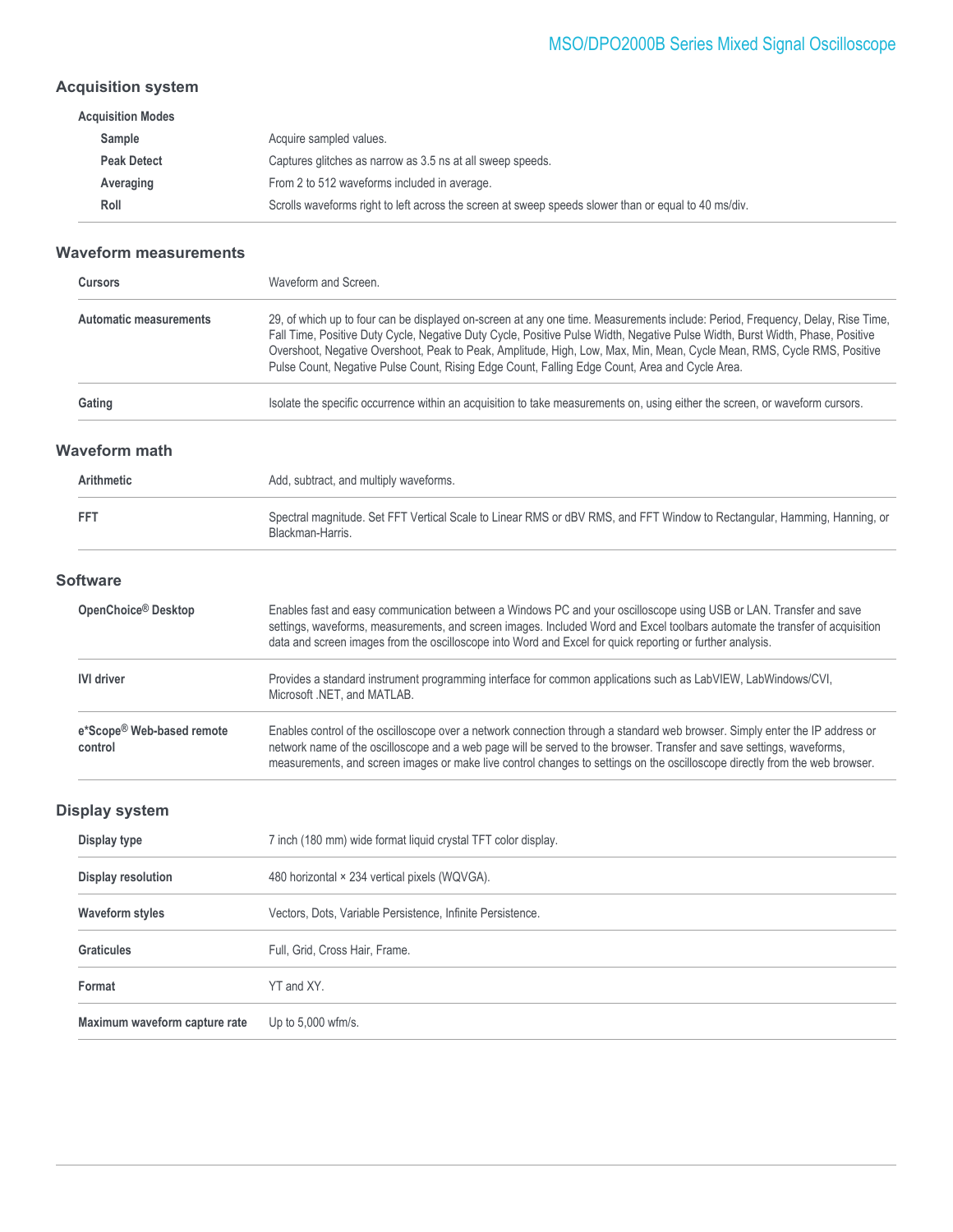## Acquisition system

| Acquisition Modes | |
|---|---|
| **Sample** | Acquire sampled values. |
| **Peak Detect** | Captures glitches as narrow as 3.5 ns at all sweep speeds. |
| **Averaging** | From 2 to 512 waveforms included in average. |
| **Roll** | Scrolls waveforms right to left across the screen at sweep speeds slower than or equal to 40 ms/div. |

## Waveform measurements

| | |
|---|---|
| **Cursors** | Waveform and Screen. |
| **Automatic measurements** | 29, of which up to four can be displayed on-screen at any one time. Measurements include: Period, Frequency, Delay, Rise Time, Fall Time, Positive Duty Cycle, Negative Duty Cycle, Positive Pulse Width, Negative Pulse Width, Burst Width, Phase, Positive Overshoot, Negative Overshoot, Peak to Peak, Amplitude, High, Low, Max, Min, Mean, Cycle Mean, RMS, Cycle RMS, Positive Pulse Count, Negative Pulse Count, Rising Edge Count, Falling Edge Count, Area and Cycle Area. |
| **Gating** | Isolate the specific occurrence within an acquisition to take measurements on, using either the screen, or waveform cursors. |

## Waveform math

| | |
|---|---|
| **Arithmetic** | Add, subtract, and multiply waveforms. |
| **FFT** | Spectral magnitude. Set FFT Vertical Scale to Linear RMS or dBV RMS, and FFT Window to Rectangular, Hamming, Hanning, or Blackman-Harris. |

## Software

| | |
|---|---|
| **OpenChoice® Desktop** | Enables fast and easy communication between a Windows PC and your oscilloscope using USB or LAN. Transfer and save settings, waveforms, measurements, and screen images. Included Word and Excel toolbars automate the transfer of acquisition data and screen images from the oscilloscope into Word and Excel for quick reporting or further analysis. |
| **IVI driver** | Provides a standard instrument programming interface for common applications such as LabVIEW, LabWindows/CVI, Microsoft .NET, and MATLAB. |
| **e*Scope® Web-based remote control** | Enables control of the oscilloscope over a network connection through a standard web browser. Simply enter the IP address or network name of the oscilloscope and a web page will be served to the browser. Transfer and save settings, waveforms, measurements, and screen images or make live control changes to settings on the oscilloscope directly from the web browser. |

## Display system

| | |
|---|---|
| **Display type** | 7 inch (180 mm) wide format liquid crystal TFT color display. |
| **Display resolution** | 480 horizontal × 234 vertical pixels (WQVGA). |
| **Waveform styles** | Vectors, Dots, Variable Persistence, Infinite Persistence. |
| **Graticules** | Full, Grid, Cross Hair, Frame. |
| **Format** | YT and XY. |
| **Maximum waveform capture rate** | Up to 5,000 wfm/s. |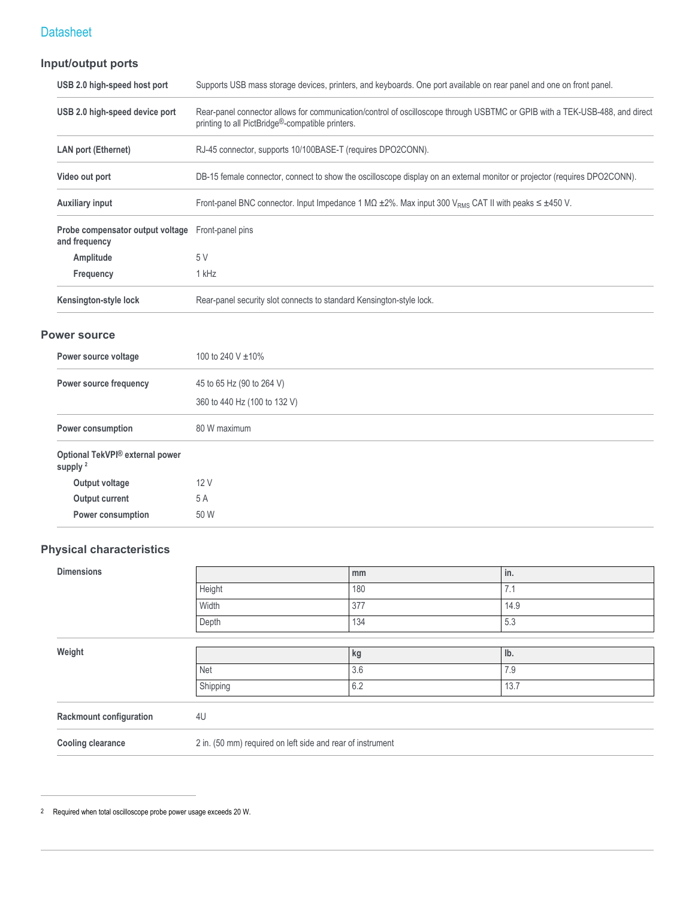## Input/output ports

| | |
|---|---|
| **USB 2.0 high-speed host port** | Supports USB mass storage devices, printers, and keyboards. One port available on rear panel and one on front panel. |
| **USB 2.0 high-speed device port** | Rear-panel connector allows for communication/control of oscilloscope through USBTMC or GPIB with a TEK-USB-488, and direct printing to all PictBridge®-compatible printers. |
| **LAN port (Ethernet)** | RJ-45 connector, supports 10/100BASE-T (requires DPO2CONN). |
| **Video out port** | DB-15 female connector, connect to show the oscilloscope display on an external monitor or projector (requires DPO2CONN). |
| **Auxiliary input** | Front-panel BNC connector. Input Impedance 1 MΩ ±2%. Max input 300 $V_{RMS}$ CAT II with peaks ≤ ±450 V. |
| **Probe compensator output voltage and frequency** | Front-panel pins |
| **Amplitude** | 5 V |
| **Frequency** | 1 kHz |
| **Kensington-style lock** | Rear-panel security slot connects to standard Kensington-style lock. |

## Power source

| | |
|---|---|
| **Power source voltage** | 100 to 240 V ±10% |
| **Power source frequency** | 45 to 65 Hz (90 to 264 V)<br>360 to 440 Hz (100 to 132 V) |
| **Power consumption** | 80 W maximum |
| **Optional TekVPI® external power supply** [2] | |
| **Output voltage** | 12 V |
| **Output current** | 5 A |
| **Power consumption** | 50 W |

## Physical characteristics

**Dimensions**

| | mm | in. |
|---|---|---|
| Height | 180 | 7.1 |
| Width | 377 | 14.9 |
| Depth | 134 | 5.3 |

**Weight**

| | kg | lb. |
|---|---|---|
| Net | 3.6 | 7.9 |
| Shipping | 6.2 | 13.7 |

| | |
|---|---|
| **Rackmount configuration** | 4U |
| **Cooling clearance** | 2 in. (50 mm) required on left side and rear of instrument |

[2] Required when total oscilloscope probe power usage exceeds 20 W.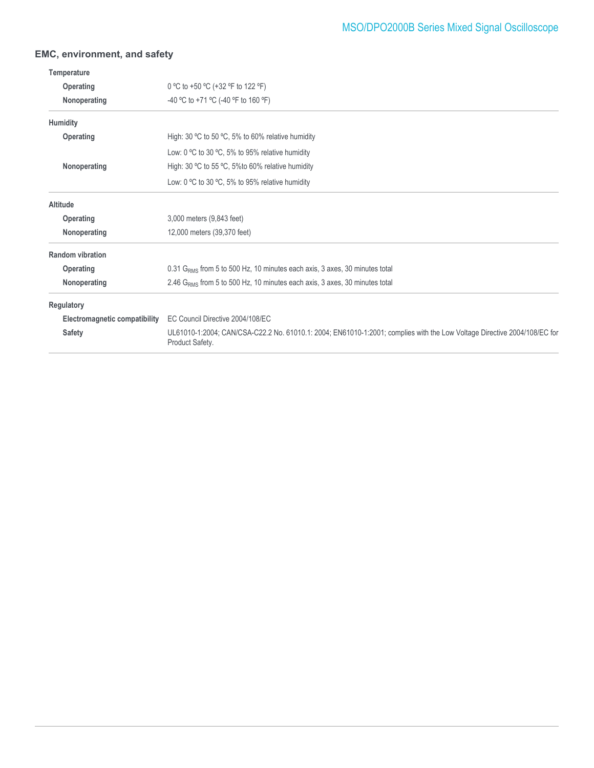## EMC, environment, and safety

### Temperature

| | |
|---|---|
| **Operating** | 0 ºC to +50 ºC (+32 ºF to 122 ºF) |
| **Nonoperating** | -40 ºC to +71 ºC (-40 ºF to 160 ºF) |

### Humidity

| | |
|---|---|
| **Operating** | High: 30 ºC to 50 ºC, 5% to 60% relative humidity |
| | Low: 0 ºC to 30 ºC, 5% to 95% relative humidity |
| **Nonoperating** | High: 30 ºC to 55 ºC, 5%to 60% relative humidity |
| | Low: 0 ºC to 30 ºC, 5% to 95% relative humidity |

### Altitude

| | |
|---|---|
| **Operating** | 3,000 meters (9,843 feet) |
| **Nonoperating** | 12,000 meters (39,370 feet) |

### Random vibration

| | |
|---|---|
| **Operating** | 0.31 $G_{RMS}$ from 5 to 500 Hz, 10 minutes each axis, 3 axes, 30 minutes total |
| **Nonoperating** | 2.46 $G_{RMS}$ from 5 to 500 Hz, 10 minutes each axis, 3 axes, 30 minutes total |

### Regulatory

| | |
|---|---|
| **Electromagnetic compatibility** | EC Council Directive 2004/108/EC |
| **Safety** | UL61010-1:2004; CAN/CSA-C22.2 No. 61010.1: 2004; EN61010-1:2001; complies with the Low Voltage Directive 2004/108/EC for Product Safety. |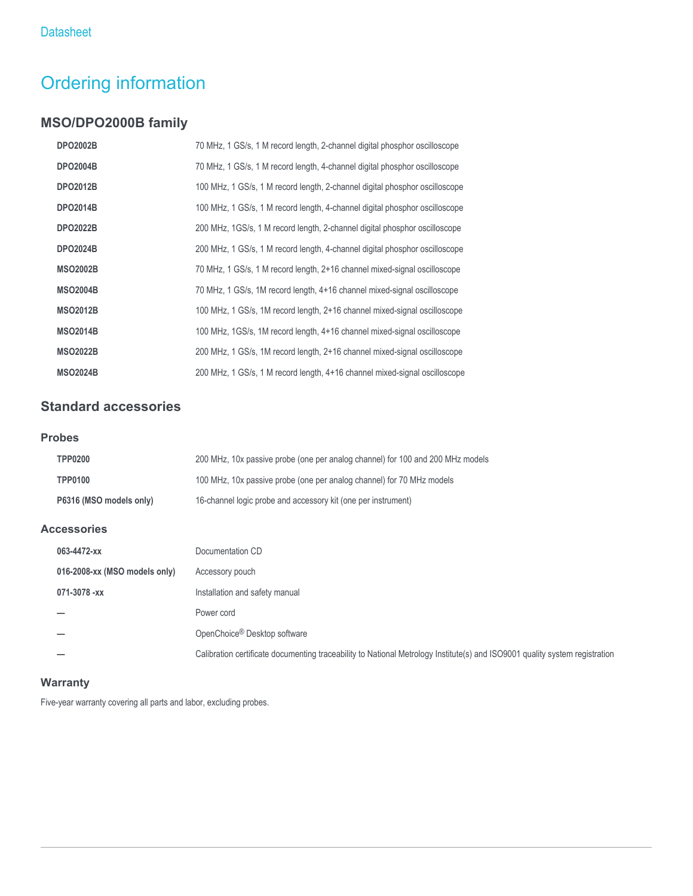# Ordering information

## MSO/DPO2000B family

| Model | Description |
|---|---|
| **DPO2002B** | 70 MHz, 1 GS/s, 1 M record length, 2-channel digital phosphor oscilloscope |
| **DPO2004B** | 70 MHz, 1 GS/s, 1 M record length, 4-channel digital phosphor oscilloscope |
| **DPO2012B** | 100 MHz, 1 GS/s, 1 M record length, 2-channel digital phosphor oscilloscope |
| **DPO2014B** | 100 MHz, 1 GS/s, 1 M record length, 4-channel digital phosphor oscilloscope |
| **DPO2022B** | 200 MHz, 1GS/s, 1 M record length, 2-channel digital phosphor oscilloscope |
| **DPO2024B** | 200 MHz, 1 GS/s, 1 M record length, 4-channel digital phosphor oscilloscope |
| **MSO2002B** | 70 MHz, 1 GS/s, 1 M record length, 2+16 channel mixed-signal oscilloscope |
| **MSO2004B** | 70 MHz, 1 GS/s, 1M record length, 4+16 channel mixed-signal oscilloscope |
| **MSO2012B** | 100 MHz, 1 GS/s, 1M record length, 2+16 channel mixed-signal oscilloscope |
| **MSO2014B** | 100 MHz, 1GS/s, 1M record length, 4+16 channel mixed-signal oscilloscope |
| **MSO2022B** | 200 MHz, 1 GS/s, 1M record length, 2+16 channel mixed-signal oscilloscope |
| **MSO2024B** | 200 MHz, 1 GS/s, 1 M record length, 4+16 channel mixed-signal oscilloscope |

## Standard accessories

### Probes

| Probe | Description |
|---|---|
| **TPP0200** | 200 MHz, 10x passive probe (one per analog channel) for 100 and 200 MHz models |
| **TPP0100** | 100 MHz, 10x passive probe (one per analog channel) for 70 MHz models |
| **P6316 (MSO models only)** | 16-channel logic probe and accessory kit (one per instrument) |

### Accessories

| Part | Description |
|---|---|
| **063-4472-xx** | Documentation CD |
| **016-2008-xx (MSO models only)** | Accessory pouch |
| **071-3078 -xx** | Installation and safety manual |
| **—** | Power cord |
| **—** | OpenChoice® Desktop software |
| **—** | Calibration certificate documenting traceability to National Metrology Institute(s) and ISO9001 quality system registration |

### Warranty

Five-year warranty covering all parts and labor, excluding probes.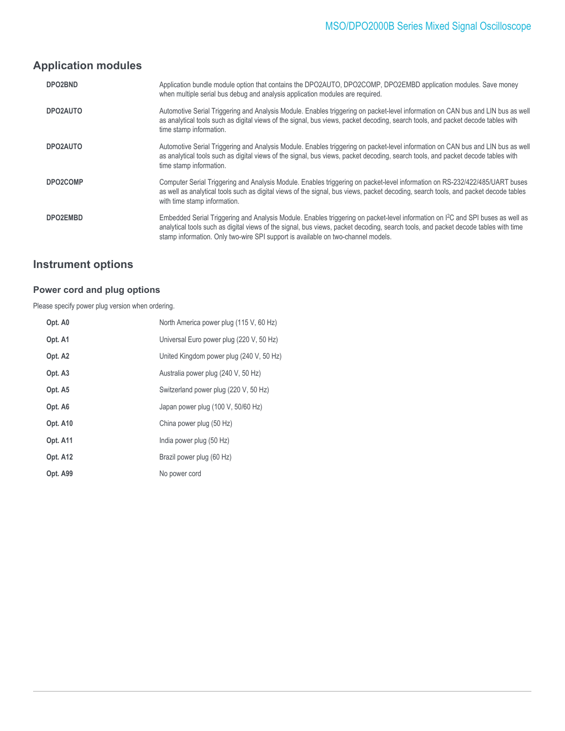## Application modules

| | |
|---|---|
| **DPO2BND** | Application bundle module option that contains the DPO2AUTO, DPO2COMP, DPO2EMBD application modules. Save money when multiple serial bus debug and analysis application modules are required. |
| **DPO2AUTO** | Automotive Serial Triggering and Analysis Module. Enables triggering on packet-level information on CAN bus and LIN bus as well as analytical tools such as digital views of the signal, bus views, packet decoding, search tools, and packet decode tables with time stamp information. |
| **DPO2AUTO** | Automotive Serial Triggering and Analysis Module. Enables triggering on packet-level information on CAN bus and LIN bus as well as analytical tools such as digital views of the signal, bus views, packet decoding, search tools, and packet decode tables with time stamp information. |
| **DPO2COMP** | Computer Serial Triggering and Analysis Module. Enables triggering on packet-level information on RS-232/422/485/UART buses as well as analytical tools such as digital views of the signal, bus views, packet decoding, search tools, and packet decode tables with time stamp information. |
| **DPO2EMBD** | Embedded Serial Triggering and Analysis Module. Enables triggering on packet-level information on I$^2$C and SPI buses as well as analytical tools such as digital views of the signal, bus views, packet decoding, search tools, and packet decode tables with time stamp information. Only two-wire SPI support is available on two-channel models. |

## Instrument options

### Power cord and plug options

Please specify power plug version when ordering.

| | |
|---|---|
| **Opt. A0** | North America power plug (115 V, 60 Hz) |
| **Opt. A1** | Universal Euro power plug (220 V, 50 Hz) |
| **Opt. A2** | United Kingdom power plug (240 V, 50 Hz) |
| **Opt. A3** | Australia power plug (240 V, 50 Hz) |
| **Opt. A5** | Switzerland power plug (220 V, 50 Hz) |
| **Opt. A6** | Japan power plug (100 V, 50/60 Hz) |
| **Opt. A10** | China power plug (50 Hz) |
| **Opt. A11** | India power plug (50 Hz) |
| **Opt. A12** | Brazil power plug (60 Hz) |
| **Opt. A99** | No power cord |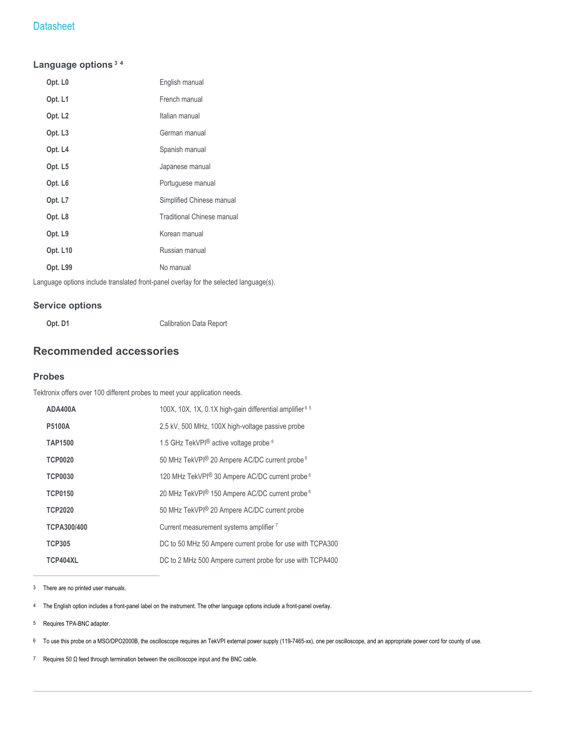### Language options [3] [4]

| | |
|---|---|
| **Opt. L0** | English manual |
| **Opt. L1** | French manual |
| **Opt. L2** | Italian manual |
| **Opt. L3** | German manual |
| **Opt. L4** | Spanish manual |
| **Opt. L5** | Japanese manual |
| **Opt. L6** | Portuguese manual |
| **Opt. L7** | Simplified Chinese manual |
| **Opt. L8** | Traditional Chinese manual |
| **Opt. L9** | Korean manual |
| **Opt. L10** | Russian manual |
| **Opt. L99** | No manual |

Language options include translated front-panel overlay for the selected language(s).

### Service options

| | |
|---|---|
| **Opt. D1** | Calibration Data Report |

## Recommended accessories

### Probes

Tektronix offers over 100 different probes to meet your application needs.

| | |
|---|---|
| **ADA400A** | 100X, 10X, 1X, 0.1X high-gain differential amplifier [6] [5] |
| **P5100A** | 2.5 kV, 500 MHz, 100X high-voltage passive probe |
| **TAP1500** | 1.5 GHz TekVPI® active voltage probe [6] |
| **TCP0020** | 50 MHz TekVPI® 20 Ampere AC/DC current probe [6] |
| **TCP0030** | 120 MHz TekVPI® 30 Ampere AC/DC current probe [6] |
| **TCP0150** | 20 MHz TekVPI® 150 Ampere AC/DC current probe [6] |
| **TCP2020** | 50 MHz TekVPI® 20 Ampere AC/DC current probe |
| **TCPA300/400** | Current measurement systems amplifier [7] |
| **TCP305** | DC to 50 MHz 50 Ampere current probe for use with TCPA300 |
| **TCP404XL** | DC to 2 MHz 500 Ampere current probe for use with TCPA400 |

---

3 There are no printed user manuals.

4 The English option includes a front-panel label on the instrument. The other language options include a front-panel overlay.

5 Requires TPA-BNC adapter.

6 To use this probe on a MSO/DPO2000B, the oscilloscope requires an TekVPI external power supply (119-7465-xx), one per oscilloscope, and an appropriate power cord for county of use.

7 Requires 50 Ω feed through termination between the oscilloscope input and the BNC cable.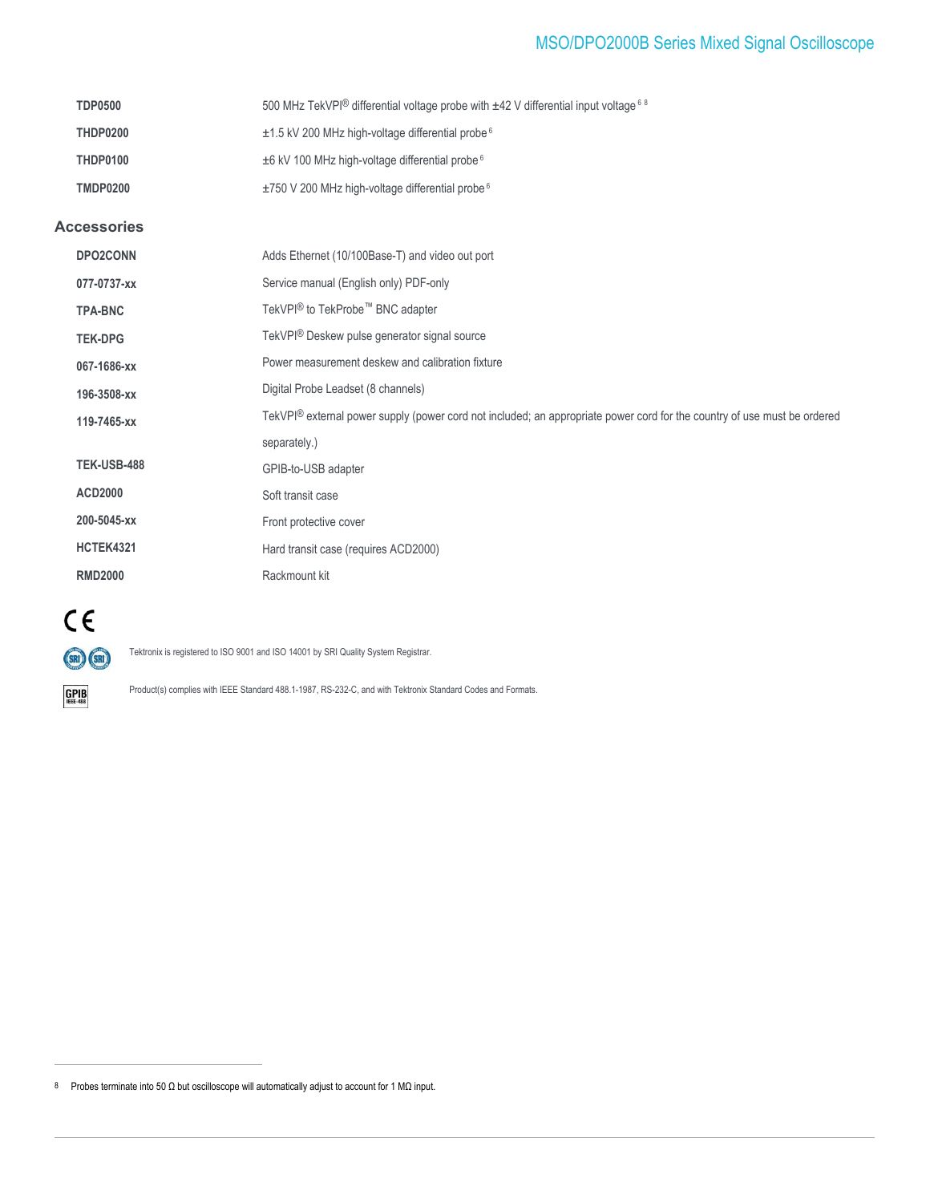| | |
|---|---|
| **TDP0500** | 500 MHz TekVPI® differential voltage probe with ±42 V differential input voltage [6] [8] |
| **THDP0200** | ±1.5 kV 200 MHz high-voltage differential probe [6] |
| **THDP0100** | ±6 kV 100 MHz high-voltage differential probe [6] |
| **TMDP0200** | ±750 V 200 MHz high-voltage differential probe [6] |

## Accessories

| | |
|---|---|
| **DPO2CONN** | Adds Ethernet (10/100Base-T) and video out port |
| **077-0737-xx** | Service manual (English only) PDF-only |
| **TPA-BNC** | TekVPI® to TekProbe™ BNC adapter |
| **TEK-DPG** | TekVPI® Deskew pulse generator signal source |
| **067-1686-xx** | Power measurement deskew and calibration fixture |
| **196-3508-xx** | Digital Probe Leadset (8 channels) |
| **119-7465-xx** | TekVPI® external power supply (power cord not included; an appropriate power cord for the country of use must be ordered separately.) |
| **TEK-USB-488** | GPIB-to-USB adapter |
| **ACD2000** | Soft transit case |
| **200-5045-xx** | Front protective cover |
| **HCTEK4321** | Hard transit case (requires ACD2000) |
| **RMD2000** | Rackmount kit |

Tektronix is registered to ISO 9001 and ISO 14001 by SRI Quality System Registrar.

Product(s) complies with IEEE Standard 488.1-1987, RS-232-C, and with Tektronix Standard Codes and Formats.

---

8 Probes terminate into 50 Ω but oscilloscope will automatically adjust to account for 1 MΩ input.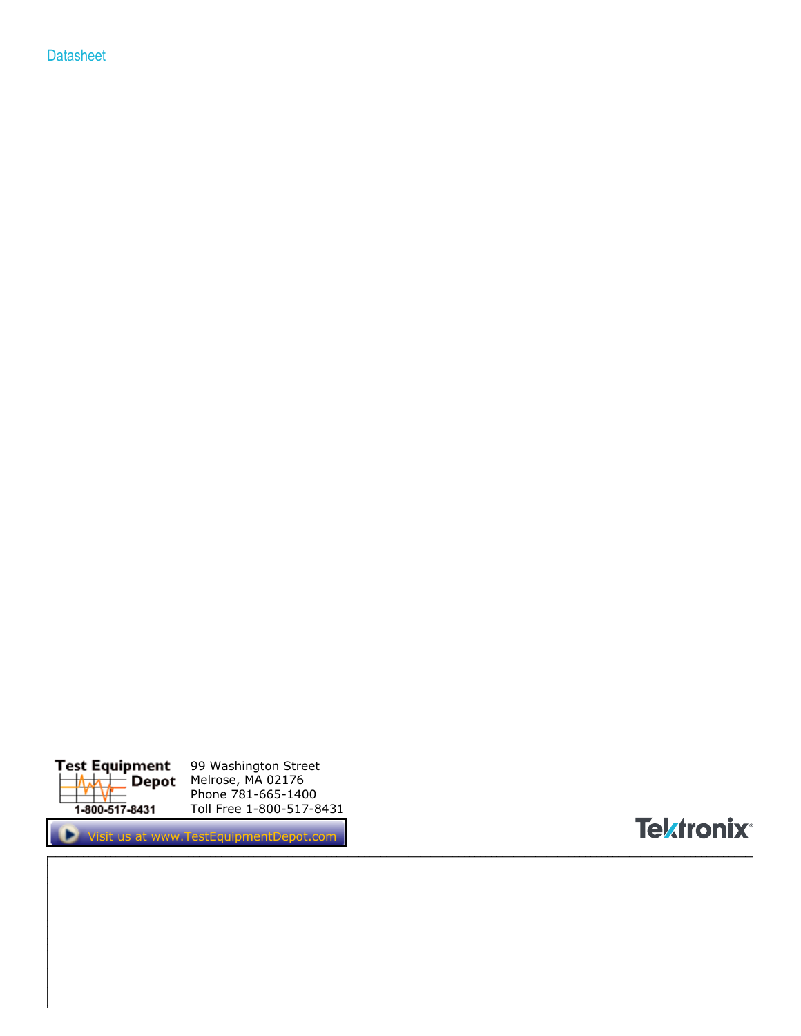Test Equipment Depot

1-800-517-8431

99 Washington Street
Melrose, MA 02176
Phone 781-665-1400
Toll Free 1-800-517-8431

Visit us at www.TestEquipmentDepot.com

Tektronix®